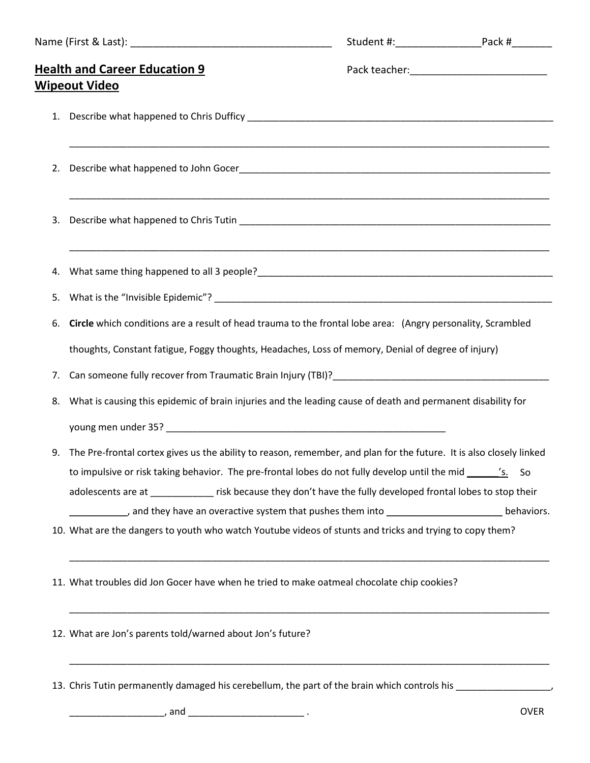Name (First & Last): ___________________________________ Student #:_______________Pack #_______

**Health and Career Education 9** Pack teacher:_________________________

**Wipeout Video**

1. Describe what happened to Chris Dufficy ___________________________________________________________

   ___________________________________________________________________________________________

2. Describe what happened to John Gocer___________________________________________________________

   ___________________________________________________________________________________________

3. Describe what happened to Chris Tutin __________________________________________________________

   ___________________________________________________________________________________________

4. What same thing happened to all 3 people?______________________________________________________

5. What is the "Invisible Epidemic"? ______________________________________________________________

6. **Circle** which conditions are a result of head trauma to the frontal lobe area: (Angry personality, Scrambled thoughts, Constant fatigue, Foggy thoughts, Headaches, Loss of memory, Denial of degree of injury)

7. Can someone fully recover from Traumatic Brain Injury (TBI)?________________________________________

8. What is causing this epidemic of brain injuries and the leading cause of death and permanent disability for young men under 35? ______________________________________________________

9. The Pre-frontal cortex gives us the ability to reason, remember, and plan for the future. It is also closely linked to impulsive or risk taking behavior. The pre-frontal lobes do not fully develop until the mid ______'s. So adolescents are at ____________ risk because they don't have the fully developed frontal lobes to stop their ___________, and they have an overactive system that pushes them into ______________________ behaviors.

10. What are the dangers to youth who watch Youtube videos of stunts and tricks and trying to copy them?

    ___________________________________________________________________________________________

11. What troubles did Jon Gocer have when he tried to make oatmeal chocolate chip cookies?

    ___________________________________________________________________________________________

12. What are Jon's parents told/warned about Jon's future?

    ___________________________________________________________________________________________

13. Chris Tutin permanently damaged his cerebellum, the part of the brain which controls his __________________, __________________, and ______________________ .

OVER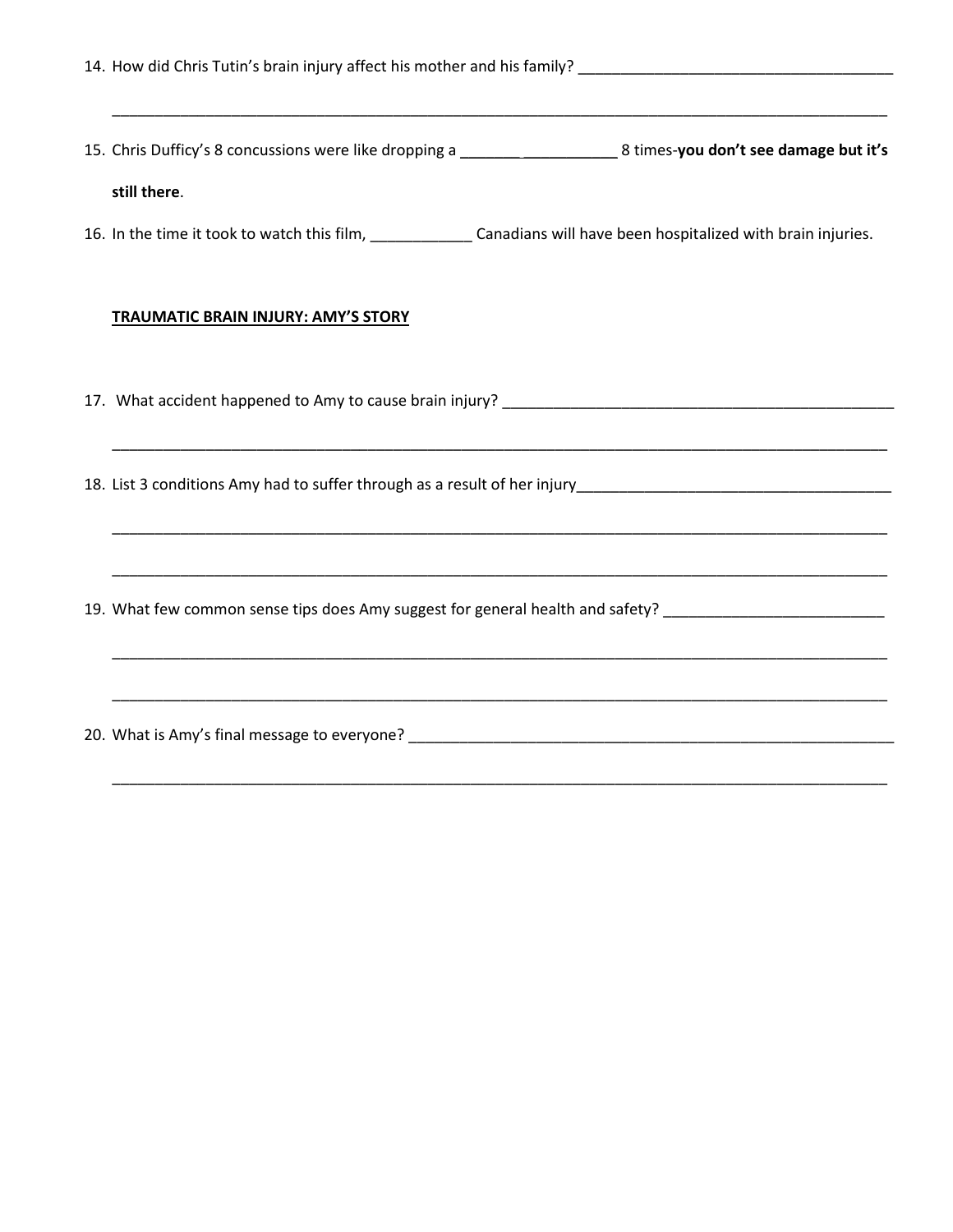14. How did Chris Tutin's brain injury affect his mother and his family? _____________________________________

_____________________________________________________________________________________________

15. Chris Dufficy's 8 concussions were like dropping a _______ ___________ 8 times-**you don't see damage but it's still there**.

16. In the time it took to watch this film, ____________ Canadians will have been hospitalized with brain injuries.

**TRAUMATIC BRAIN INJURY: AMY'S STORY**

17. What accident happened to Amy to cause brain injury? _______________________________________________

_____________________________________________________________________________________________

18. List 3 conditions Amy had to suffer through as a result of her injury_____________________________________

_____________________________________________________________________________________________

_____________________________________________________________________________________________

19. What few common sense tips does Amy suggest for general health and safety? __________________________

_____________________________________________________________________________________________

_____________________________________________________________________________________________

20. What is Amy's final message to everyone? ___________________________________________________________

_____________________________________________________________________________________________